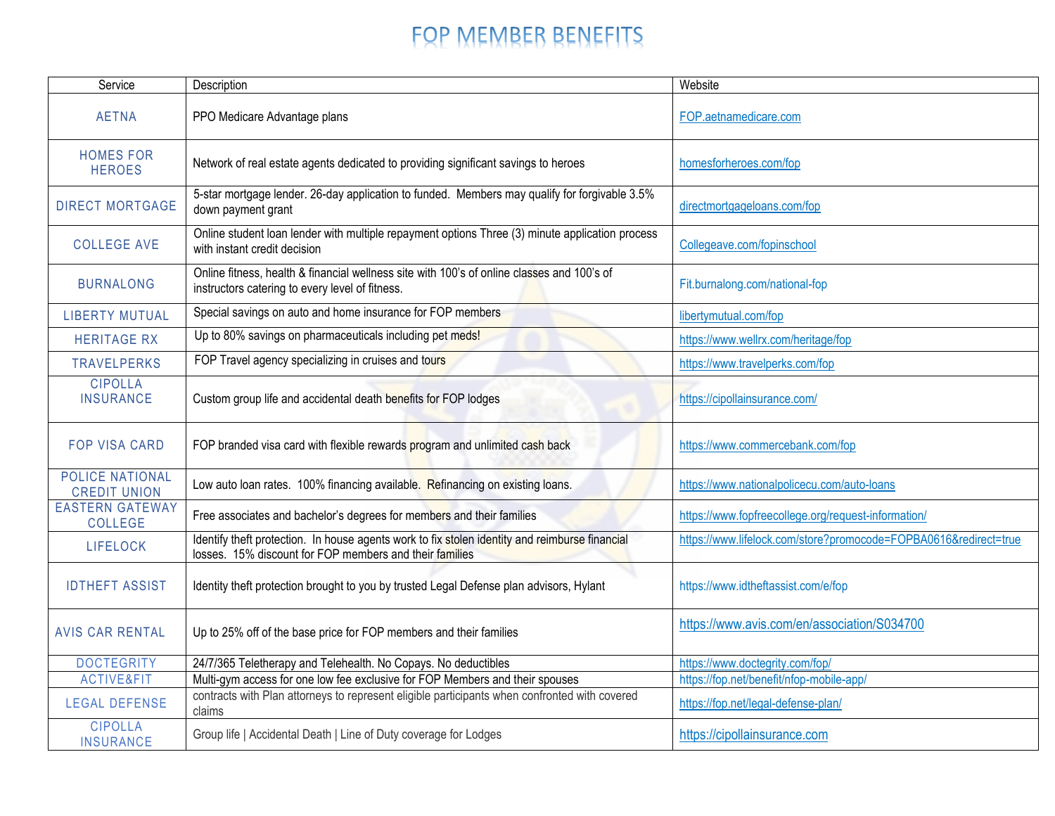# FOP MEMBER BENEFITS

| Service | Description | Website |
|---|---|---|
| AETNA | PPO Medicare Advantage plans | FOP.aetnamedicare.com |
| HOMES FOR HEROES | Network of real estate agents dedicated to providing significant savings to heroes | homesforheroes.com/fop |
| DIRECT MORTGAGE | 5-star mortgage lender. 26-day application to funded. Members may qualify for forgivable 3.5% down payment grant | directmortgageloans.com/fop |
| COLLEGE AVE | Online student loan lender with multiple repayment options Three (3) minute application process with instant credit decision | Collegeave.com/fopinschool |
| BURNALONG | Online fitness, health & financial wellness site with 100's of online classes and 100's of instructors catering to every level of fitness. | Fit.burnalong.com/national-fop |
| LIBERTY MUTUAL | Special savings on auto and home insurance for FOP members | libertymutual.com/fop |
| HERITAGE RX | Up to 80% savings on pharmaceuticals including pet meds! | https://www.wellrx.com/heritage/fop |
| TRAVELPERKS | FOP Travel agency specializing in cruises and tours | https://www.travelperks.com/fop |
| CIPOLLA INSURANCE | Custom group life and accidental death benefits for FOP lodges | https://cipollainsurance.com/ |
| FOP VISA CARD | FOP branded visa card with flexible rewards program and unlimited cash back | https://www.commercebank.com/fop |
| POLICE NATIONAL CREDIT UNION | Low auto loan rates. 100% financing available. Refinancing on existing loans. | https://www.nationalpolicecu.com/auto-loans |
| EASTERN GATEWAY COLLEGE | Free associates and bachelor's degrees for members and their families | https://www.fopfreecollege.org/request-information/ |
| LIFELOCK | Identify theft protection. In house agents work to fix stolen identity and reimburse financial losses. 15% discount for FOP members and their families | https://www.lifelock.com/store?promocode=FOPBA0616&redirect=true |
| IDTHEFT ASSIST | Identity theft protection brought to you by trusted Legal Defense plan advisors, Hylant | https://www.idtheftassist.com/e/fop |
| AVIS CAR RENTAL | Up to 25% off of the base price for FOP members and their families | https://www.avis.com/en/association/S034700 |
| DOCTEGRITY | 24/7/365 Teletherapy and Telehealth. No Copays. No deductibles | https://www.doctegrity.com/fop/ |
| ACTIVE&FIT | Multi-gym access for one low fee exclusive for FOP Members and their spouses | https://fop.net/benefit/nfop-mobile-app/ |
| LEGAL DEFENSE | contracts with Plan attorneys to represent eligible participants when confronted with covered claims | https://fop.net/legal-defense-plan/ |
| CIPOLLA INSURANCE | Group life \| Accidental Death \| Line of Duty coverage for Lodges | https://cipollainsurance.com |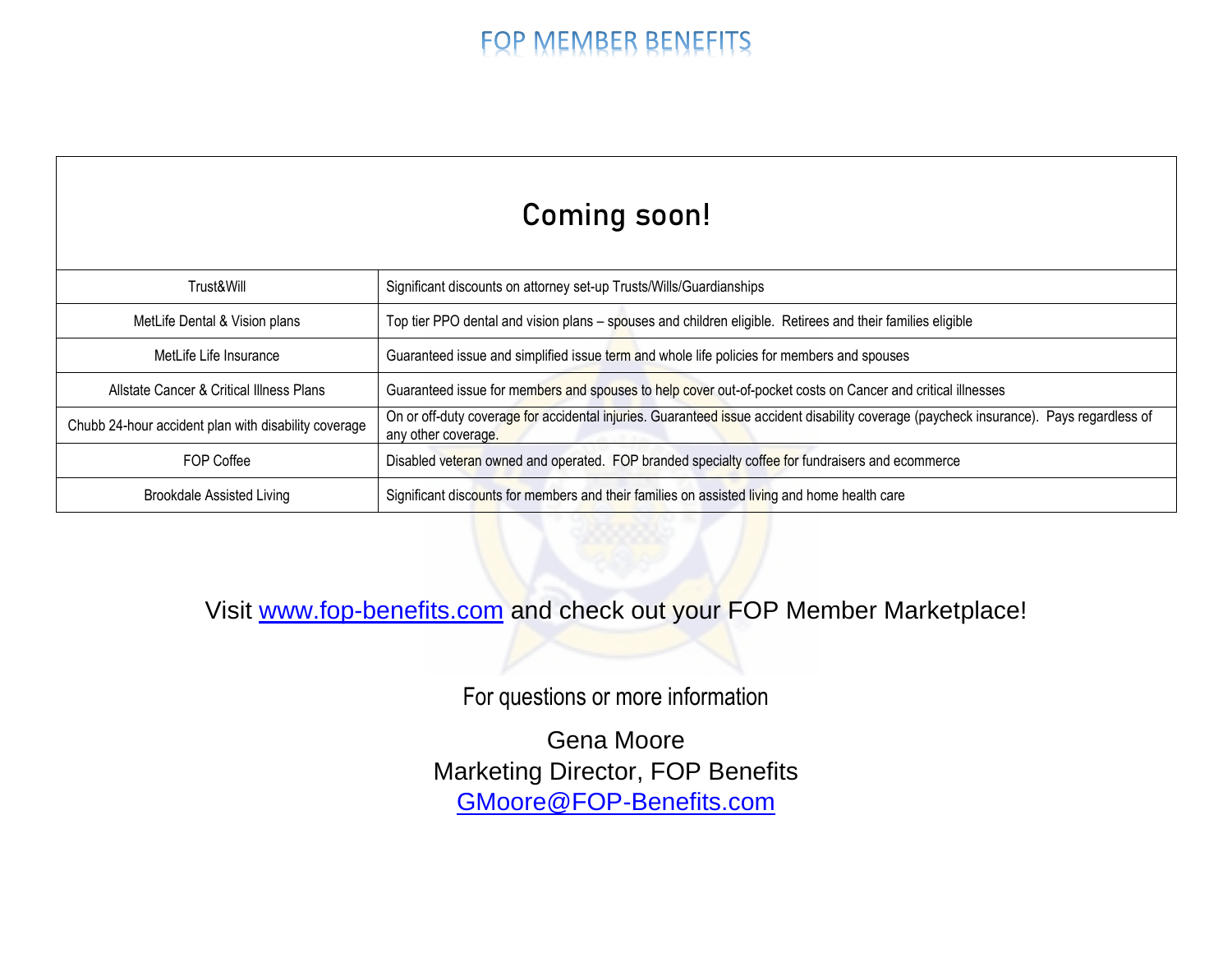# FOP MEMBER BENEFITS

| Coming soon! | |
|---|---|
| Trust&Will | Significant discounts on attorney set-up Trusts/Wills/Guardianships |
| MetLife Dental & Vision plans | Top tier PPO dental and vision plans – spouses and children eligible. Retirees and their families eligible |
| MetLife Life Insurance | Guaranteed issue and simplified issue term and whole life policies for members and spouses |
| Allstate Cancer & Critical Illness Plans | Guaranteed issue for members and spouses to help cover out-of-pocket costs on Cancer and critical illnesses |
| Chubb 24-hour accident plan with disability coverage | On or off-duty coverage for accidental injuries. Guaranteed issue accident disability coverage (paycheck insurance). Pays regardless of any other coverage. |
| FOP Coffee | Disabled veteran owned and operated. FOP branded specialty coffee for fundraisers and ecommerce |
| Brookdale Assisted Living | Significant discounts for members and their families on assisted living and home health care |

Visit [www.fop-benefits.com](http://www.fop-benefits.com) and check out your FOP Member Marketplace!

For questions or more information

Gena Moore
Marketing Director, FOP Benefits
[GMoore@FOP-Benefits.com](mailto:GMoore@FOP-Benefits.com)